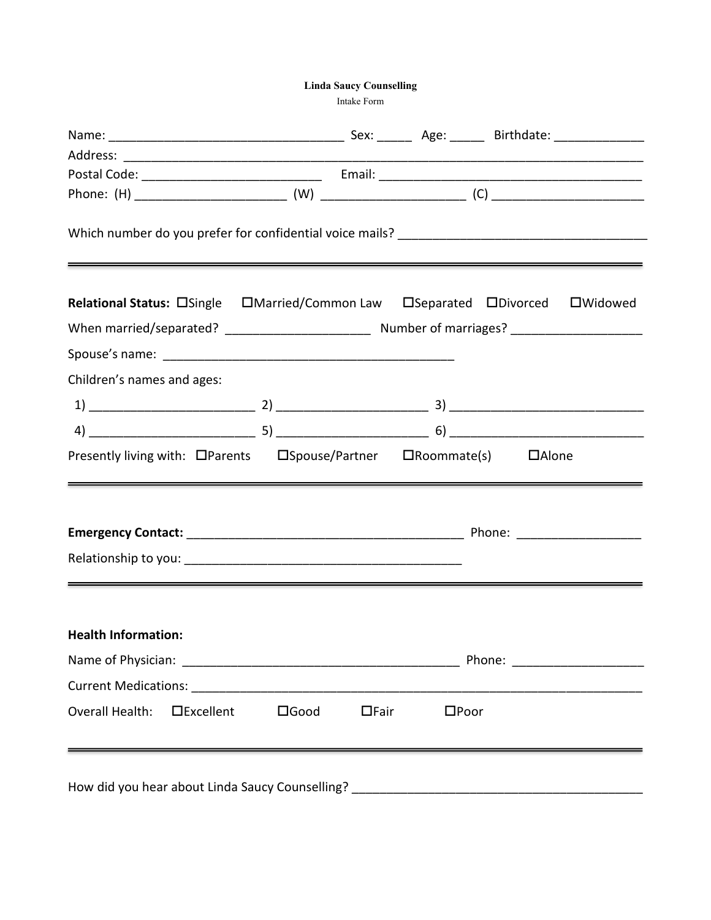**Linda Saucy Counselling**

Intake Form

Name: ________________________________ Sex: _____ Age: _____ Birthdate: ____________

Address: ______________________________________________________________________

Postal Code: ________________________ Email: ____________________________________

Phone: (H) ____________________ (W) ___________________ (C) ____________________

Which number do you prefer for confidential voice mails? _________________________________

---

**Relational Status:** ☐Single ☐Married/Common Law ☐Separated ☐Divorced ☐Widowed

When married/separated? ___________________ Number of marriages? _________________

Spouse's name: ________________________________________

Children's names and ages:

1) ______________________ 2) ____________________ 3) __________________________

4) ______________________ 5) ____________________ 6) __________________________

Presently living with: ☐Parents ☐Spouse/Partner ☐Roommate(s) ☐Alone

---

**Emergency Contact:** _____________________________________ Phone: ________________

Relationship to you: _____________________________________

---

**Health Information:**

Name of Physician: _____________________________________ Phone: _________________

Current Medications: ___________________________________________________________

Overall Health: ☐Excellent ☐Good ☐Fair ☐Poor

---

How did you hear about Linda Saucy Counselling? ______________________________________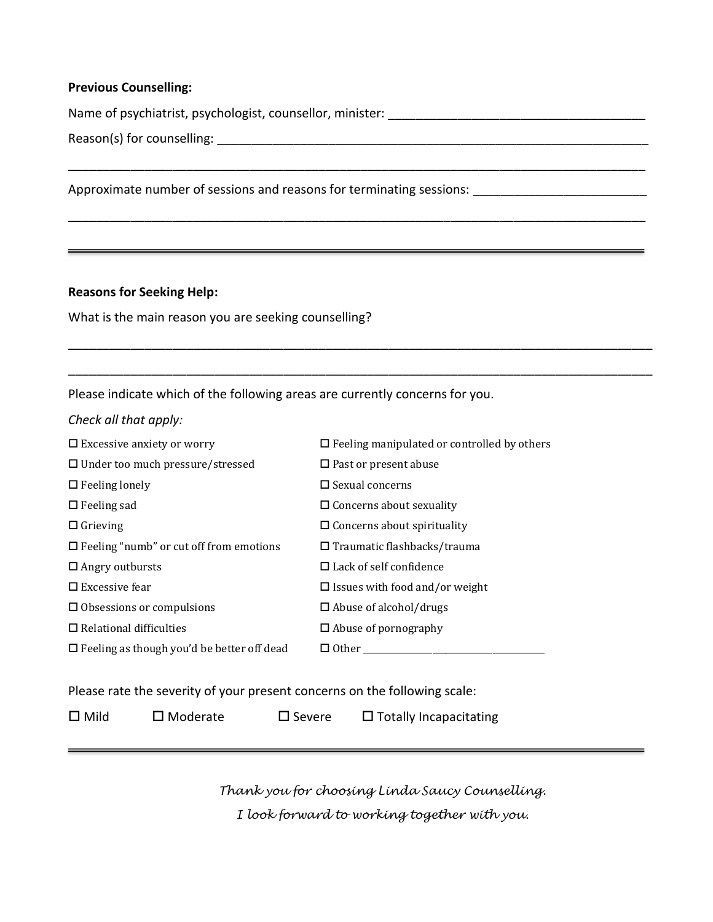**Previous Counselling:**

Name of psychiatrist, psychologist, counsellor, minister: _____________________________________

Reason(s) for counselling: _________________________________________________________________

___________________________________________________________________________________

Approximate number of sessions and reasons for terminating sessions: _________________________

___________________________________________________________________________________

---

**Reasons for Seeking Help:**

What is the main reason you are seeking counselling?

___________________________________________________________________________________

___________________________________________________________________________________

Please indicate which of the following areas are currently concerns for you.

*Check all that apply:*

- ☐ Excessive anxiety or worry
- ☐ Under too much pressure/stressed
- ☐ Feeling lonely
- ☐ Feeling sad
- ☐ Grieving
- ☐ Feeling “numb” or cut off from emotions
- ☐ Angry outbursts
- ☐ Excessive fear
- ☐ Obsessions or compulsions
- ☐ Relational difficulties
- ☐ Feeling as though you’d be better off dead
- ☐ Feeling manipulated or controlled by others
- ☐ Past or present abuse
- ☐ Sexual concerns
- ☐ Concerns about sexuality
- ☐ Concerns about spirituality
- ☐ Traumatic flashbacks/trauma
- ☐ Lack of self confidence
- ☐ Issues with food and/or weight
- ☐ Abuse of alcohol/drugs
- ☐ Abuse of pornography
- ☐ Other ______________________________

Please rate the severity of your present concerns on the following scale:

☐ Mild ☐ Moderate ☐ Severe ☐ Totally Incapacitating

---

*Thank you for choosing Linda Saucy Counselling.*
*I look forward to working together with you.*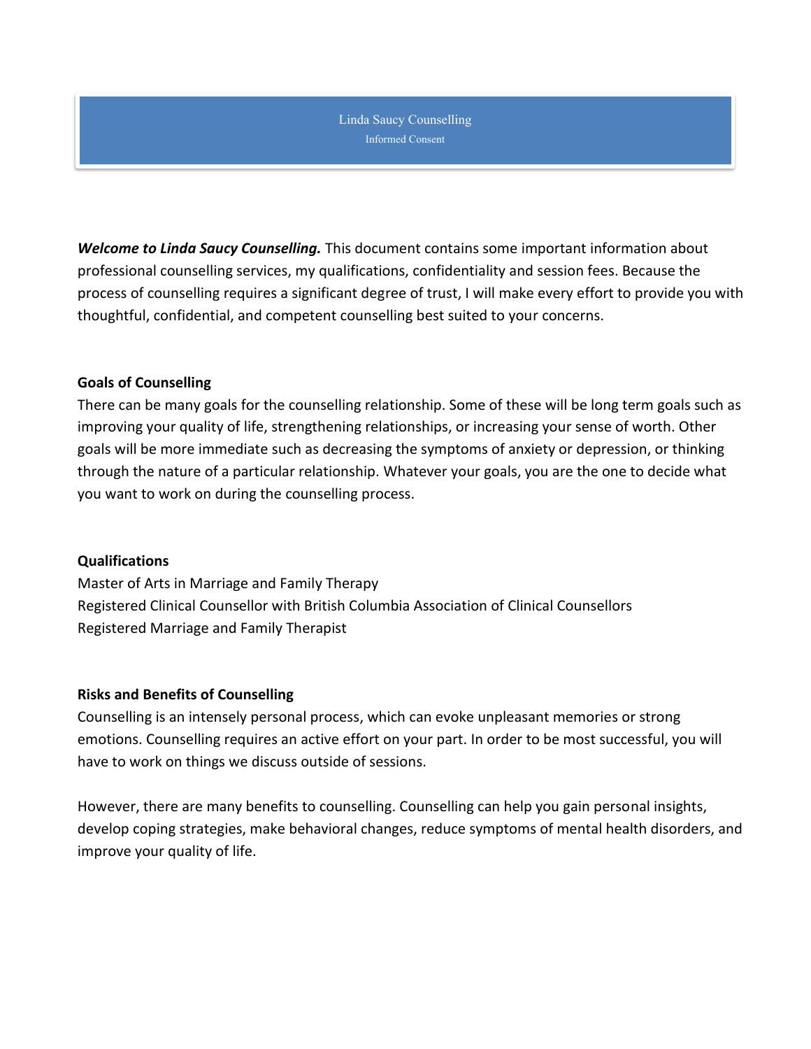# Linda Saucy Counselling

## Informed Consent

***Welcome to Linda Saucy Counselling.*** This document contains some important information about professional counselling services, my qualifications, confidentiality and session fees. Because the process of counselling requires a significant degree of trust, I will make every effort to provide you with thoughtful, confidential, and competent counselling best suited to your concerns.

**Goals of Counselling**

There can be many goals for the counselling relationship. Some of these will be long term goals such as improving your quality of life, strengthening relationships, or increasing your sense of worth. Other goals will be more immediate such as decreasing the symptoms of anxiety or depression, or thinking through the nature of a particular relationship. Whatever your goals, you are the one to decide what you want to work on during the counselling process.

**Qualifications**

Master of Arts in Marriage and Family Therapy
Registered Clinical Counsellor with British Columbia Association of Clinical Counsellors
Registered Marriage and Family Therapist

**Risks and Benefits of Counselling**

Counselling is an intensely personal process, which can evoke unpleasant memories or strong emotions. Counselling requires an active effort on your part. In order to be most successful, you will have to work on things we discuss outside of sessions.

However, there are many benefits to counselling. Counselling can help you gain personal insights, develop coping strategies, make behavioral changes, reduce symptoms of mental health disorders, and improve your quality of life.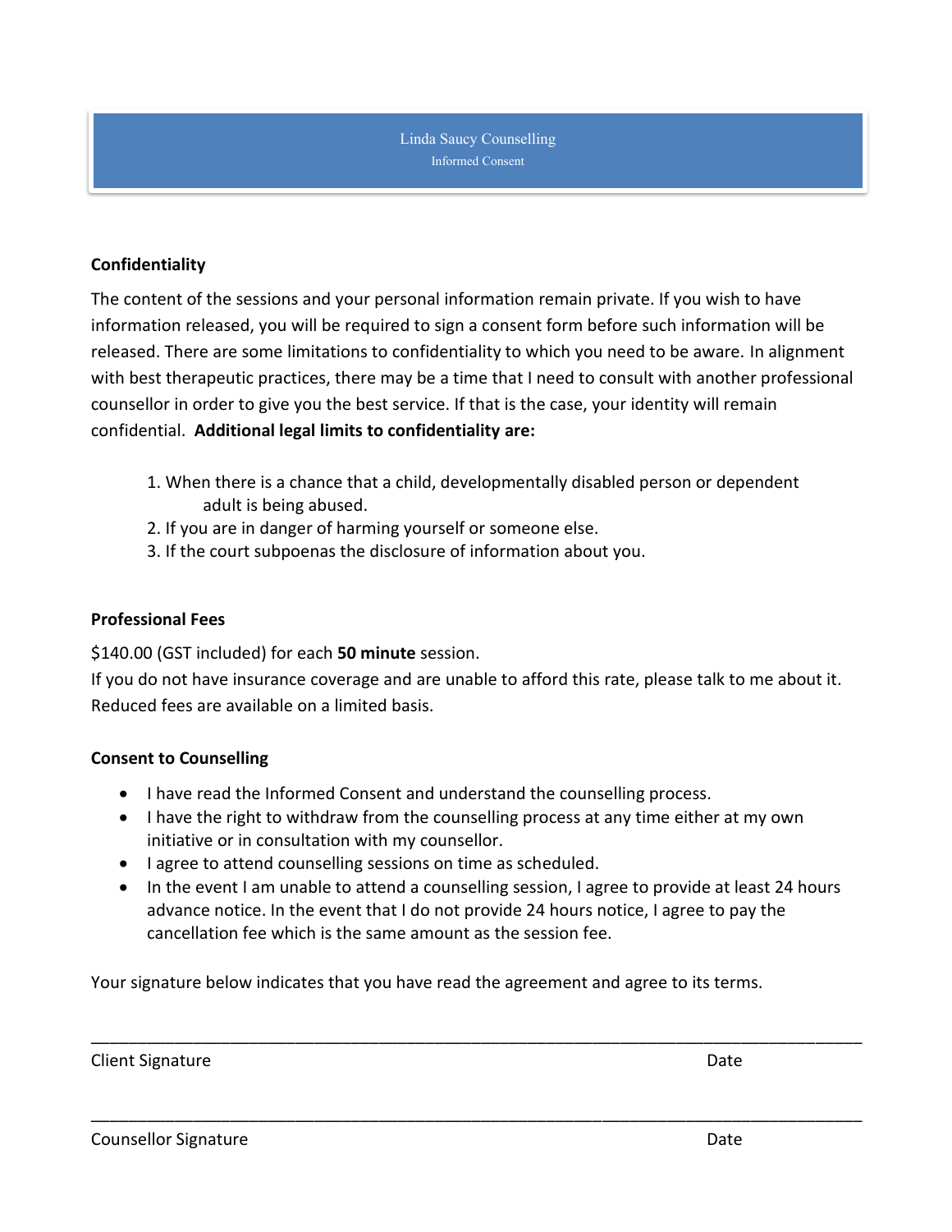Linda Saucy Counselling
Informed Consent

**Confidentiality**

The content of the sessions and your personal information remain private. If you wish to have information released, you will be required to sign a consent form before such information will be released. There are some limitations to confidentiality to which you need to be aware. In alignment with best therapeutic practices, there may be a time that I need to consult with another professional counsellor in order to give you the best service. If that is the case, your identity will remain confidential. **Additional legal limits to confidentiality are:**

1. When there is a chance that a child, developmentally disabled person or dependent adult is being abused.
2. If you are in danger of harming yourself or someone else.
3. If the court subpoenas the disclosure of information about you.

**Professional Fees**

$140.00 (GST included) for each **50 minute** session.
If you do not have insurance coverage and are unable to afford this rate, please talk to me about it. Reduced fees are available on a limited basis.

**Consent to Counselling**

- I have read the Informed Consent and understand the counselling process.
- I have the right to withdraw from the counselling process at any time either at my own initiative or in consultation with my counsellor.
- I agree to attend counselling sessions on time as scheduled.
- In the event I am unable to attend a counselling session, I agree to provide at least 24 hours advance notice. In the event that I do not provide 24 hours notice, I agree to pay the cancellation fee which is the same amount as the session fee.

Your signature below indicates that you have read the agreement and agree to its terms.

\_\_\_\_\_\_\_\_\_\_\_\_\_\_\_\_\_\_\_\_\_\_\_\_\_\_\_\_\_\_\_\_\_\_\_\_\_\_\_\_\_\_\_\_\_\_\_\_\_\_\_\_\_\_\_\_\_\_\_\_\_\_\_\_\_\_\_\_\_\_\_\_\_\_\_\_

Client Signature Date

\_\_\_\_\_\_\_\_\_\_\_\_\_\_\_\_\_\_\_\_\_\_\_\_\_\_\_\_\_\_\_\_\_\_\_\_\_\_\_\_\_\_\_\_\_\_\_\_\_\_\_\_\_\_\_\_\_\_\_\_\_\_\_\_\_\_\_\_\_\_\_\_\_\_\_\_

Counsellor Signature Date